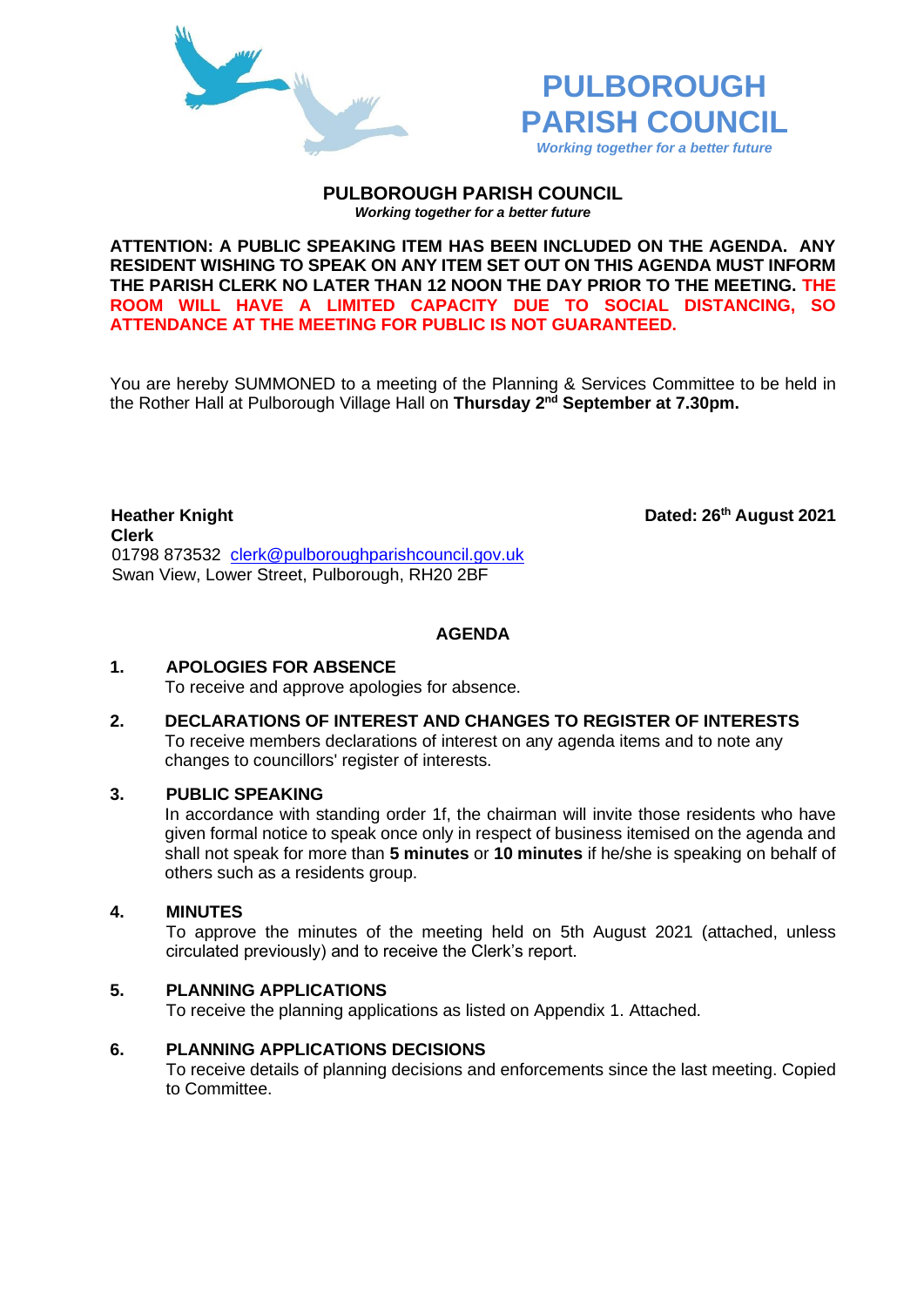# PULBOROUGH PARISH COUNCIL

*Working together for a better future*

## PULBOROUGH PARISH COUNCIL

*Working together for a better future*

**ATTENTION: A PUBLIC SPEAKING ITEM HAS BEEN INCLUDED ON THE AGENDA. ANY RESIDENT WISHING TO SPEAK ON ANY ITEM SET OUT ON THIS AGENDA MUST INFORM THE PARISH CLERK NO LATER THAN 12 NOON THE DAY PRIOR TO THE MEETING. THE ROOM WILL HAVE A LIMITED CAPACITY DUE TO SOCIAL DISTANCING, SO ATTENDANCE AT THE MEETING FOR PUBLIC IS NOT GUARANTEED.**

You are hereby SUMMONED to a meeting of the Planning & Services Committee to be held in the Rother Hall at Pulborough Village Hall on **Thursday 2nd September at 7.30pm.**

**Heather Knight**
**Clerk**
01798 873532 clerk@pulboroughparishcouncil.gov.uk
Swan View, Lower Street, Pulborough, RH20 2BF

**Dated: 26th August 2021**

## AGENDA

**1. APOLOGIES FOR ABSENCE**
To receive and approve apologies for absence.

**2. DECLARATIONS OF INTEREST AND CHANGES TO REGISTER OF INTERESTS**
To receive members declarations of interest on any agenda items and to note any changes to councillors' register of interests.

**3. PUBLIC SPEAKING**
In accordance with standing order 1f, the chairman will invite those residents who have given formal notice to speak once only in respect of business itemised on the agenda and shall not speak for more than **5 minutes** or **10 minutes** if he/she is speaking on behalf of others such as a residents group.

**4. MINUTES**
To approve the minutes of the meeting held on 5th August 2021 (attached, unless circulated previously) and to receive the Clerk's report.

**5. PLANNING APPLICATIONS**
To receive the planning applications as listed on Appendix 1. Attached.

**6. PLANNING APPLICATIONS DECISIONS**
To receive details of planning decisions and enforcements since the last meeting. Copied to Committee.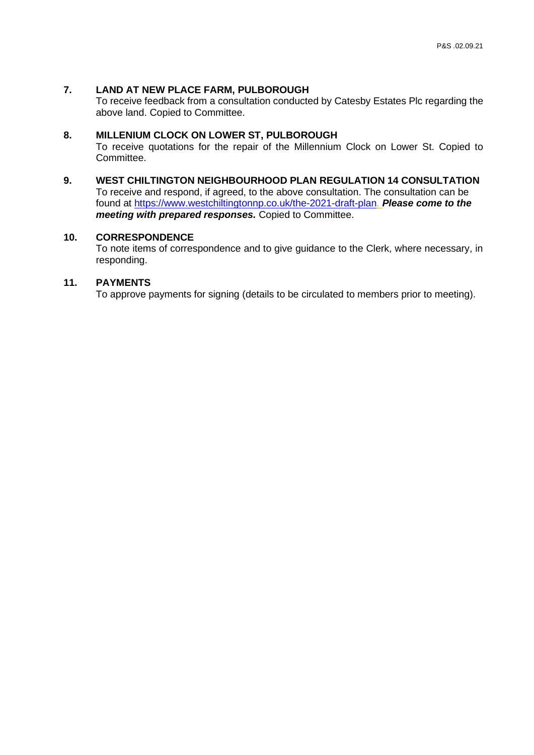## 7. LAND AT NEW PLACE FARM, PULBOROUGH

To receive feedback from a consultation conducted by Catesby Estates Plc regarding the above land. Copied to Committee.

## 8. MILLENIUM CLOCK ON LOWER ST, PULBOROUGH

To receive quotations for the repair of the Millennium Clock on Lower St. Copied to Committee.

## 9. WEST CHILTINGTON NEIGHBOURHOOD PLAN REGULATION 14 CONSULTATION

To receive and respond, if agreed, to the above consultation. The consultation can be found at https://www.westchiltingtonnp.co.uk/the-2021-draft-plan. ***Please come to the meeting with prepared responses.*** Copied to Committee.

## 10. CORRESPONDENCE

To note items of correspondence and to give guidance to the Clerk, where necessary, in responding.

## 11. PAYMENTS

To approve payments for signing (details to be circulated to members prior to meeting).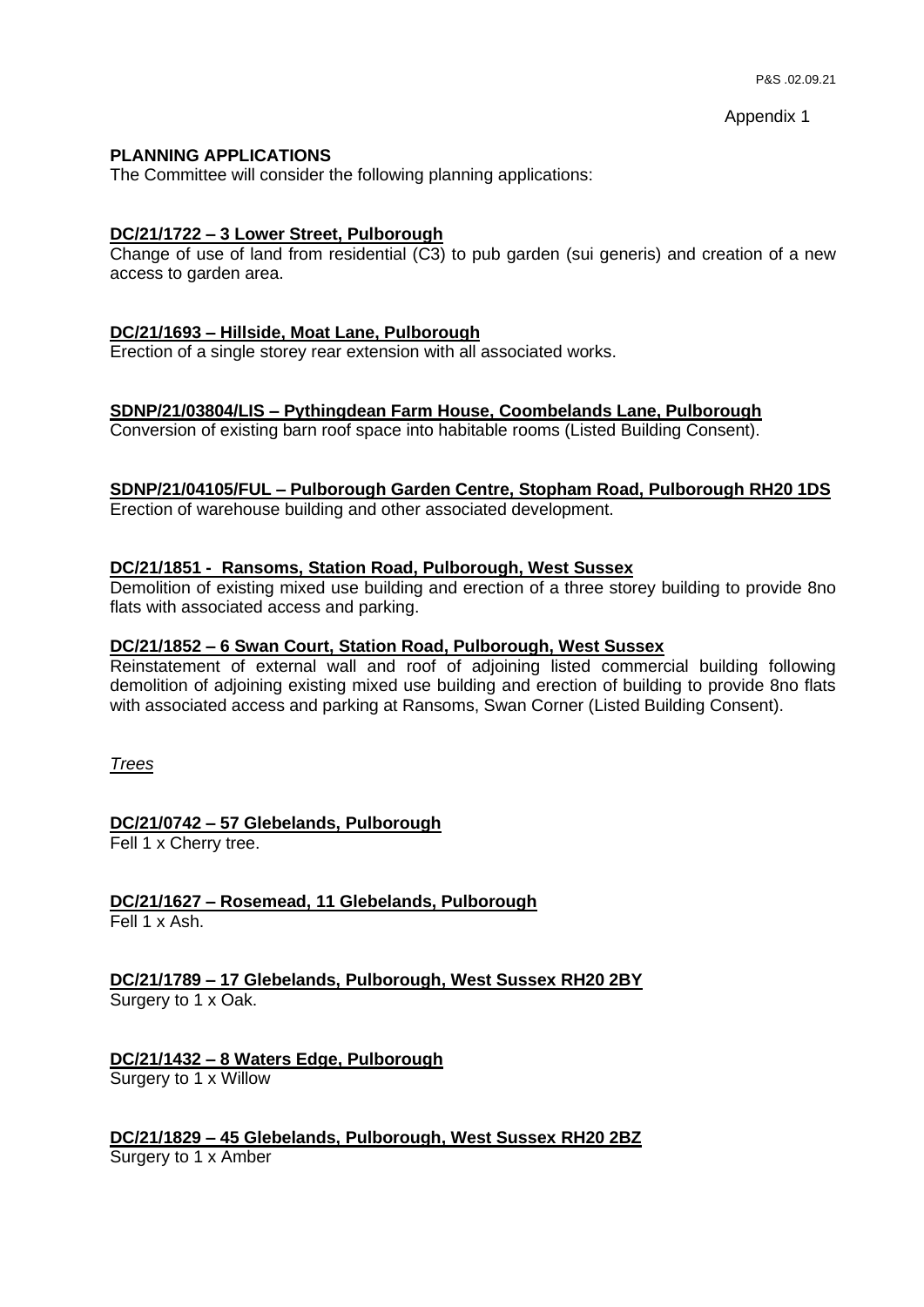Appendix 1

**PLANNING APPLICATIONS**

The Committee will consider the following planning applications:

**DC/21/1722 – 3 Lower Street, Pulborough**

Change of use of land from residential (C3) to pub garden (sui generis) and creation of a new access to garden area.

**DC/21/1693 – Hillside, Moat Lane, Pulborough**

Erection of a single storey rear extension with all associated works.

**SDNP/21/03804/LIS – Pythingdean Farm House, Coombelands Lane, Pulborough**

Conversion of existing barn roof space into habitable rooms (Listed Building Consent).

**SDNP/21/04105/FUL – Pulborough Garden Centre, Stopham Road, Pulborough RH20 1DS**

Erection of warehouse building and other associated development.

**DC/21/1851 - Ransoms, Station Road, Pulborough, West Sussex**

Demolition of existing mixed use building and erection of a three storey building to provide 8no flats with associated access and parking.

**DC/21/1852 – 6 Swan Court, Station Road, Pulborough, West Sussex**

Reinstatement of external wall and roof of adjoining listed commercial building following demolition of adjoining existing mixed use building and erection of building to provide 8no flats with associated access and parking at Ransoms, Swan Corner (Listed Building Consent).

*Trees*

**DC/21/0742 – 57 Glebelands, Pulborough**

Fell 1 x Cherry tree.

**DC/21/1627 – Rosemead, 11 Glebelands, Pulborough**

Fell 1 x Ash.

**DC/21/1789 – 17 Glebelands, Pulborough, West Sussex RH20 2BY**

Surgery to 1 x Oak.

**DC/21/1432 – 8 Waters Edge, Pulborough**

Surgery to 1 x Willow

**DC/21/1829 – 45 Glebelands, Pulborough, West Sussex RH20 2BZ**

Surgery to 1 x Amber